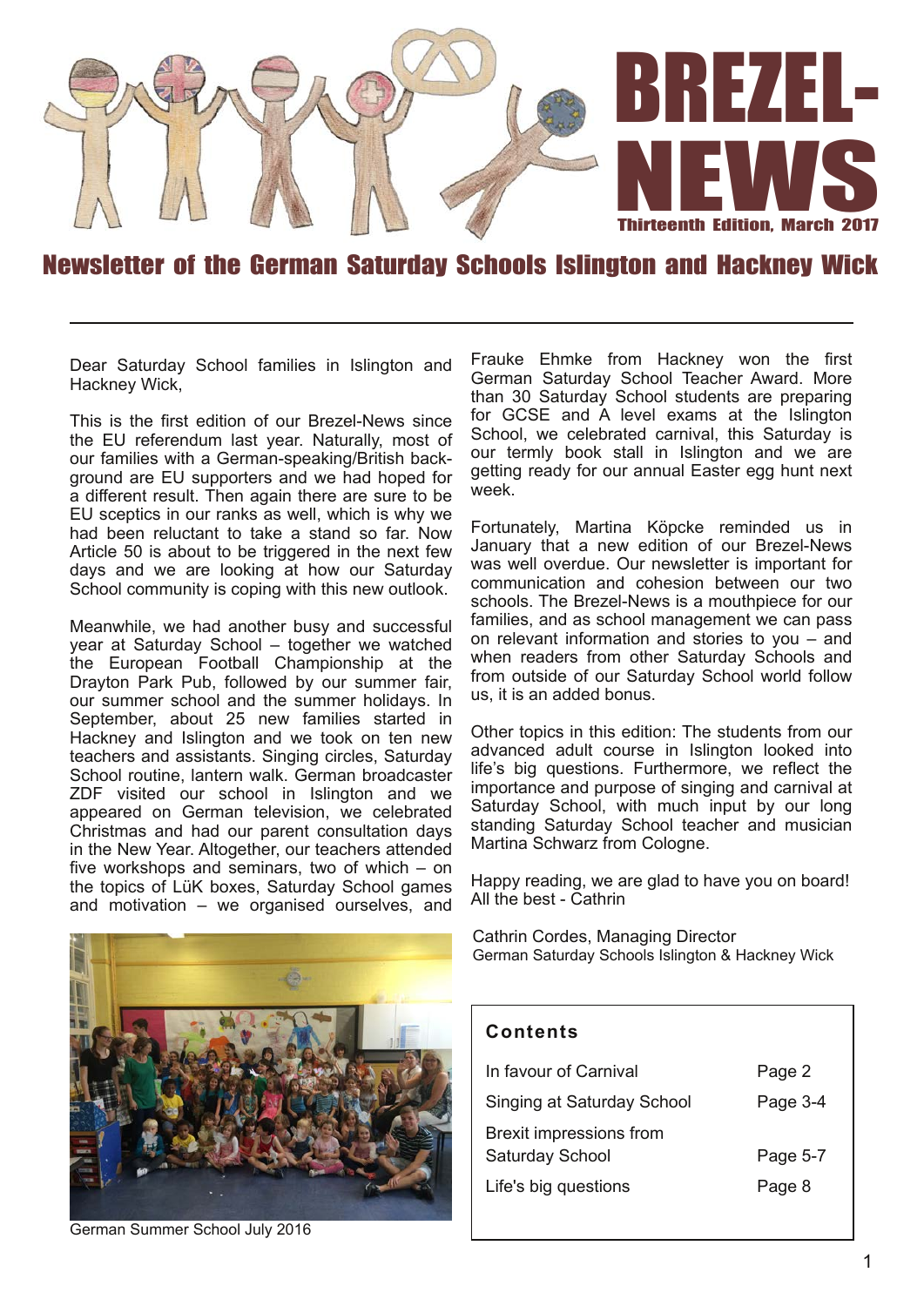# BREZEL-NEWS

Thirteenth Edition, March 2017

## Newsletter of the German Saturday Schools Islington and Hackney Wick

Dear Saturday School families in Islington and Hackney Wick,

This is the first edition of our Brezel-News since the EU referendum last year. Naturally, most of our families with a German-speaking/British background are EU supporters and we had hoped for a different result. Then again there are sure to be EU sceptics in our ranks as well, which is why we had been reluctant to take a stand so far. Now Article 50 is about to be triggered in the next few days and we are looking at how our Saturday School community is coping with this new outlook.

Meanwhile, we had another busy and successful year at Saturday School – together we watched the European Football Championship at the Drayton Park Pub, followed by our summer fair, our summer school and the summer holidays. In September, about 25 new families started in Hackney and Islington and we took on ten new teachers and assistants. Singing circles, Saturday School routine, lantern walk. German broadcaster ZDF visited our school in Islington and we appeared on German television, we celebrated Christmas and had our parent consultation days in the New Year. Altogether, our teachers attended five workshops and seminars, two of which – on the topics of LüK boxes, Saturday School games and motivation – we organised ourselves, and Frauke Ehmke from Hackney won the first German Saturday School Teacher Award. More than 30 Saturday School students are preparing for GCSE and A level exams at the Islington School, we celebrated carnival, this Saturday is our termly book stall in Islington and we are getting ready for our annual Easter egg hunt next week.

German Summer School July 2016

Fortunately, Martina Köpcke reminded us in January that a new edition of our Brezel-News was well overdue. Our newsletter is important for communication and cohesion between our two schools. The Brezel-News is a mouthpiece for our families, and as school management we can pass on relevant information and stories to you – and when readers from other Saturday Schools and from outside of our Saturday School world follow us, it is an added bonus.

Other topics in this edition: The students from our advanced adult course in Islington looked into life's big questions. Furthermore, we reflect the importance and purpose of singing and carnival at Saturday School, with much input by our long standing Saturday School teacher and musician Martina Schwarz from Cologne.

Happy reading, we are glad to have you on board!
All the best - Cathrin

Cathrin Cordes, Managing Director
German Saturday Schools Islington & Hackney Wick

**Contents**

| | |
|---|---|
| In favour of Carnival | Page 2 |
| Singing at Saturday School | Page 3-4 |
| Brexit impressions from Saturday School | Page 5-7 |
| Life's big questions | Page 8 |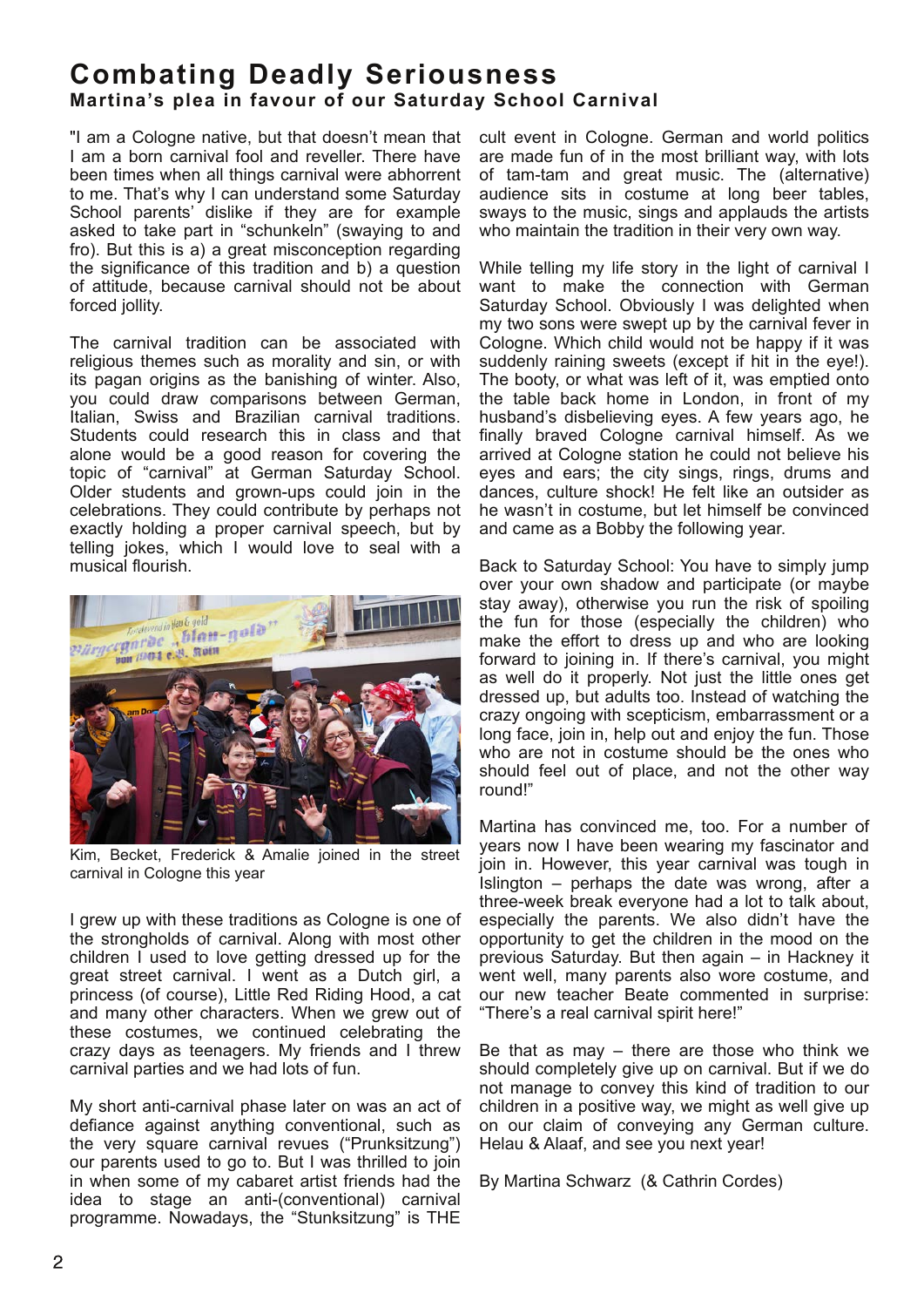# Combating Deadly Seriousness

**Martina's plea in favour of our Saturday School Carnival**

"I am a Cologne native, but that doesn't mean that I am a born carnival fool and reveller. There have been times when all things carnival were abhorrent to me. That's why I can understand some Saturday School parents' dislike if they are for example asked to take part in "schunkeln" (swaying to and fro). But this is a) a great misconception regarding the significance of this tradition and b) a question of attitude, because carnival should not be about forced jollity.

The carnival tradition can be associated with religious themes such as morality and sin, or with its pagan origins as the banishing of winter. Also, you could draw comparisons between German, Italian, Swiss and Brazilian carnival traditions. Students could research this in class and that alone would be a good reason for covering the topic of "carnival" at German Saturday School. Older students and grown-ups could join in the celebrations. They could contribute by perhaps not exactly holding a proper carnival speech, but by telling jokes, which I would love to seal with a musical flourish.

Kim, Becket, Frederick & Amalie joined in the street carnival in Cologne this year

I grew up with these traditions as Cologne is one of the strongholds of carnival. Along with most other children I used to love getting dressed up for the great street carnival. I went as a Dutch girl, a princess (of course), Little Red Riding Hood, a cat and many other characters. When we grew out of these costumes, we continued celebrating the crazy days as teenagers. My friends and I threw carnival parties and we had lots of fun.

My short anti-carnival phase later on was an act of defiance against anything conventional, such as the very square carnival revues ("Prunksitzung") our parents used to go to. But I was thrilled to join in when some of my cabaret artist friends had the idea to stage an anti-(conventional) carnival programme. Nowadays, the "Stunksitzung" is THE cult event in Cologne. German and world politics are made fun of in the most brilliant way, with lots of tam-tam and great music. The (alternative) audience sits in costume at long beer tables, sways to the music, sings and applauds the artists who maintain the tradition in their very own way.

While telling my life story in the light of carnival I want to make the connection with German Saturday School. Obviously I was delighted when my two sons were swept up by the carnival fever in Cologne. Which child would not be happy if it was suddenly raining sweets (except if hit in the eye!). The booty, or what was left of it, was emptied onto the table back home in London, in front of my husband's disbelieving eyes. A few years ago, he finally braved Cologne carnival himself. As we arrived at Cologne station he could not believe his eyes and ears; the city sings, rings, drums and dances, culture shock! He felt like an outsider as he wasn't in costume, but let himself be convinced and came as a Bobby the following year.

Back to Saturday School: You have to simply jump over your own shadow and participate (or maybe stay away), otherwise you run the risk of spoiling the fun for those (especially the children) who make the effort to dress up and who are looking forward to joining in. If there's carnival, you might as well do it properly. Not just the little ones get dressed up, but adults too. Instead of watching the crazy ongoing with scepticism, embarrassment or a long face, join in, help out and enjoy the fun. Those who are not in costume should be the ones who should feel out of place, and not the other way round!"

Martina has convinced me, too. For a number of years now I have been wearing my fascinator and join in. However, this year carnival was tough in Islington – perhaps the date was wrong, after a three-week break everyone had a lot to talk about, especially the parents. We also didn't have the opportunity to get the children in the mood on the previous Saturday. But then again – in Hackney it went well, many parents also wore costume, and our new teacher Beate commented in surprise: "There's a real carnival spirit here!"

Be that as may – there are those who think we should completely give up on carnival. But if we do not manage to convey this kind of tradition to our children in a positive way, we might as well give up on our claim of conveying any German culture. Helau & Alaaf, and see you next year!

By Martina Schwarz (& Cathrin Cordes)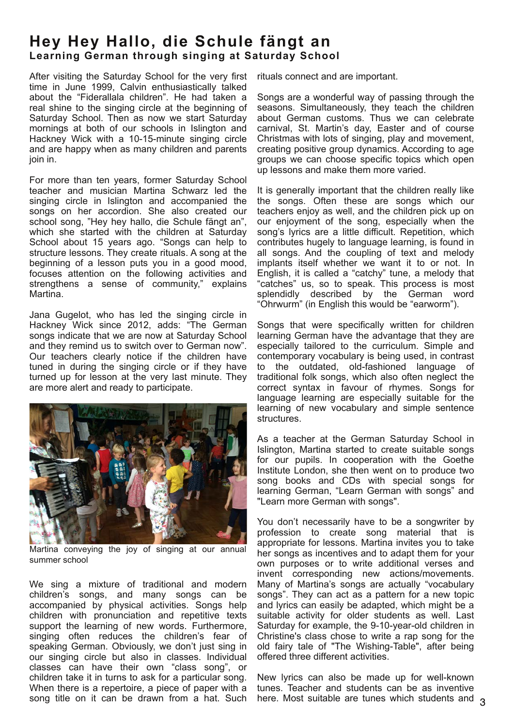# Hey Hey Hallo, die Schule fängt an

**Learning German through singing at Saturday School**

After visiting the Saturday School for the very first time in June 1999, Calvin enthusiastically talked about the "Fiderallala children". He had taken a real shine to the singing circle at the beginning of Saturday School. Then as now we start Saturday mornings at both of our schools in Islington and Hackney Wick with a 10-15-minute singing circle and are happy when as many children and parents join in.

For more than ten years, former Saturday School teacher and musician Martina Schwarz led the singing circle in Islington and accompanied the songs on her accordion. She also created our school song, "Hey hey hallo, die Schule fängt an", which she started with the children at Saturday School about 15 years ago. "Songs can help to structure lessons. They create rituals. A song at the beginning of a lesson puts you in a good mood, focuses attention on the following activities and strengthens a sense of community," explains Martina.

Jana Gugelot, who has led the singing circle in Hackney Wick since 2012, adds: "The German songs indicate that we are now at Saturday School and they remind us to switch over to German now". Our teachers clearly notice if the children have tuned in during the singing circle or if they have turned up for lesson at the very last minute. They are more alert and ready to participate.

Martina conveying the joy of singing at our annual summer school

We sing a mixture of traditional and modern children's songs, and many songs can be accompanied by physical activities. Songs help children with pronunciation and repetitive texts support the learning of new words. Furthermore, singing often reduces the children's fear of speaking German. Obviously, we don't just sing in our singing circle but also in classes. Individual classes can have their own "class song", or children take it in turns to ask for a particular song. When there is a repertoire, a piece of paper with a song title on it can be drawn from a hat. Such rituals connect and are important.

Songs are a wonderful way of passing through the seasons. Simultaneously, they teach the children about German customs. Thus we can celebrate carnival, St. Martin's day, Easter and of course Christmas with lots of singing, play and movement, creating positive group dynamics. According to age groups we can choose specific topics which open up lessons and make them more varied.

It is generally important that the children really like the songs. Often these are songs which our teachers enjoy as well, and the children pick up on our enjoyment of the song, especially when the song's lyrics are a little difficult. Repetition, which contributes hugely to language learning, is found in all songs. And the coupling of text and melody implants itself whether we want it to or not. In English, it is called a "catchy" tune, a melody that "catches" us, so to speak. This process is most splendidly described by the German word "Ohrwurm" (in English this would be "earworm").

Songs that were specifically written for children learning German have the advantage that they are especially tailored to the curriculum. Simple and contemporary vocabulary is being used, in contrast to the outdated, old-fashioned language of traditional folk songs, which also often neglect the correct syntax in favour of rhymes. Songs for language learning are especially suitable for the learning of new vocabulary and simple sentence structures.

As a teacher at the German Saturday School in Islington, Martina started to create suitable songs for our pupils. In cooperation with the Goethe Institute London, she then went on to produce two song books and CDs with special songs for learning German, "Learn German with songs" and "Learn more German with songs".

You don't necessarily have to be a songwriter by profession to create song material that is appropriate for lessons. Martina invites you to take her songs as incentives and to adapt them for your own purposes or to write additional verses and invent corresponding new actions/movements. Many of Martina's songs are actually "vocabulary songs". They can act as a pattern for a new topic and lyrics can easily be adapted, which might be a suitable activity for older students as well. Last Saturday for example, the 9-10-year-old children in Christine's class chose to write a rap song for the old fairy tale of "The Wishing-Table", after being offered three different activities.

New lyrics can also be made up for well-known tunes. Teacher and students can be as inventive here. Most suitable are tunes which students and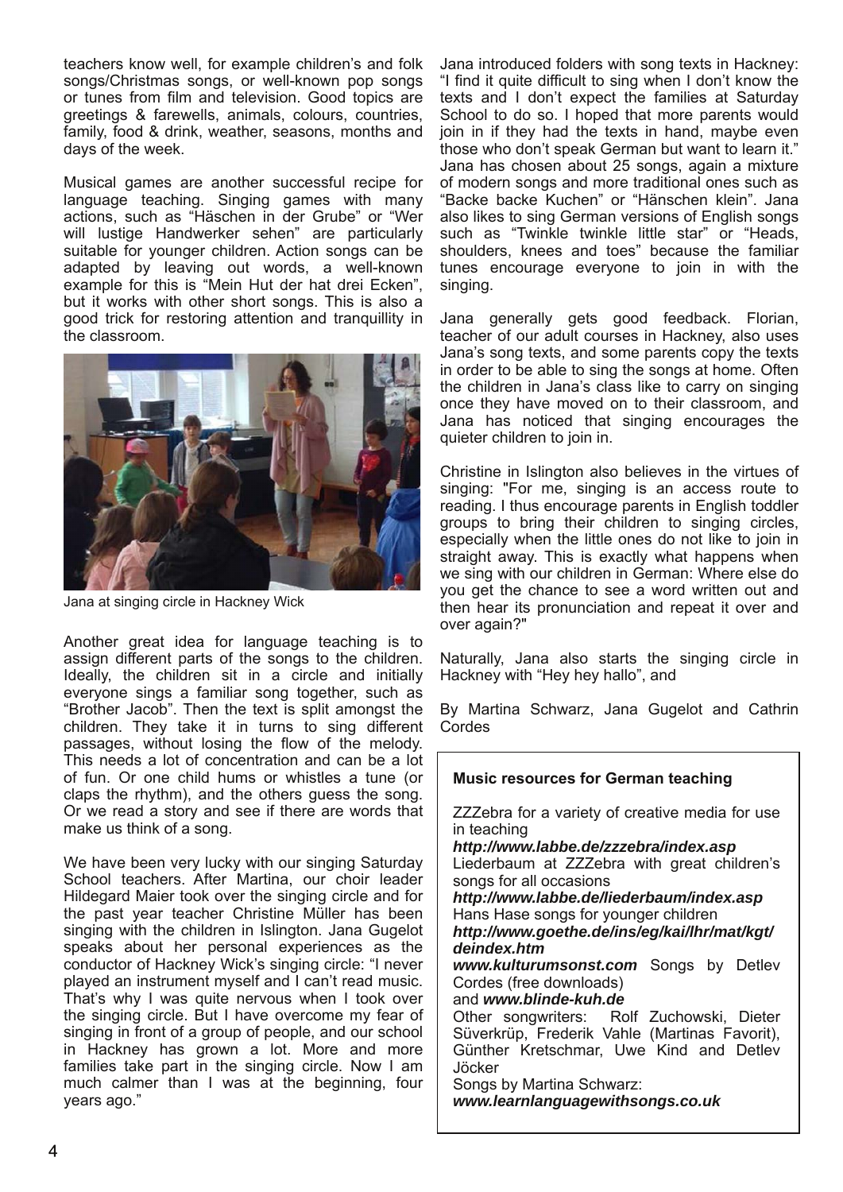teachers know well, for example children's and folk songs/Christmas songs, or well-known pop songs or tunes from film and television. Good topics are greetings & farewells, animals, colours, countries, family, food & drink, weather, seasons, months and days of the week.

Musical games are another successful recipe for language teaching. Singing games with many actions, such as "Häschen in der Grube" or "Wer will lustige Handwerker sehen" are particularly suitable for younger children. Action songs can be adapted by leaving out words, a well-known example for this is "Mein Hut der hat drei Ecken", but it works with other short songs. This is also a good trick for restoring attention and tranquillity in the classroom.

Jana at singing circle in Hackney Wick

Another great idea for language teaching is to assign different parts of the songs to the children. Ideally, the children sit in a circle and initially everyone sings a familiar song together, such as "Brother Jacob". Then the text is split amongst the children. They take it in turns to sing different passages, without losing the flow of the melody. This needs a lot of concentration and can be a lot of fun. Or one child hums or whistles a tune (or claps the rhythm), and the others guess the song. Or we read a story and see if there are words that make us think of a song.

We have been very lucky with our singing Saturday School teachers. After Martina, our choir leader Hildegard Maier took over the singing circle and for the past year teacher Christine Müller has been singing with the children in Islington. Jana Gugelot speaks about her personal experiences as the conductor of Hackney Wick's singing circle: "I never played an instrument myself and I can't read music. That's why I was quite nervous when I took over the singing circle. But I have overcome my fear of singing in front of a group of people, and our school in Hackney has grown a lot. More and more families take part in the singing circle. Now I am much calmer than I was at the beginning, four years ago."

Jana introduced folders with song texts in Hackney: "I find it quite difficult to sing when I don't know the texts and I don't expect the families at Saturday School to do so. I hoped that more parents would join in if they had the texts in hand, maybe even those who don't speak German but want to learn it." Jana has chosen about 25 songs, again a mixture of modern songs and more traditional ones such as "Backe backe Kuchen" or "Hänschen klein". Jana also likes to sing German versions of English songs such as "Twinkle twinkle little star" or "Heads, shoulders, knees and toes" because the familiar tunes encourage everyone to join in with the singing.

Jana generally gets good feedback. Florian, teacher of our adult courses in Hackney, also uses Jana's song texts, and some parents copy the texts in order to be able to sing the songs at home. Often the children in Jana's class like to carry on singing once they have moved on to their classroom, and Jana has noticed that singing encourages the quieter children to join in.

Christine in Islington also believes in the virtues of singing: "For me, singing is an access route to reading. I thus encourage parents in English toddler groups to bring their children to singing circles, especially when the little ones do not like to join in straight away. This is exactly what happens when we sing with our children in German: Where else do you get the chance to see a word written out and then hear its pronunciation and repeat it over and over again?"

Naturally, Jana also starts the singing circle in Hackney with "Hey hey hallo", and

By Martina Schwarz, Jana Gugelot and Cathrin Cordes

**Music resources for German teaching**

ZZZebra for a variety of creative media for use in teaching
***http://www.labbe.de/zzzebra/index.asp***
Liederbaum at ZZZebra with great children's songs for all occasions
***http://www.labbe.de/liederbaum/index.asp***
Hans Hase songs for younger children
***http://www.goethe.de/ins/eg/kai/lhr/mat/kgt/deindex.htm***
***www.kulturumsonst.com*** Songs by Detlev Cordes (free downloads)
and ***www.blinde-kuh.de***
Other songwriters: Rolf Zuchowski, Dieter Süverkrüp, Frederik Vahle (Martinas Favorit), Günther Kretschmar, Uwe Kind and Detlev Jöcker
Songs by Martina Schwarz:
***www.learnlanguagewithsongs.co.uk***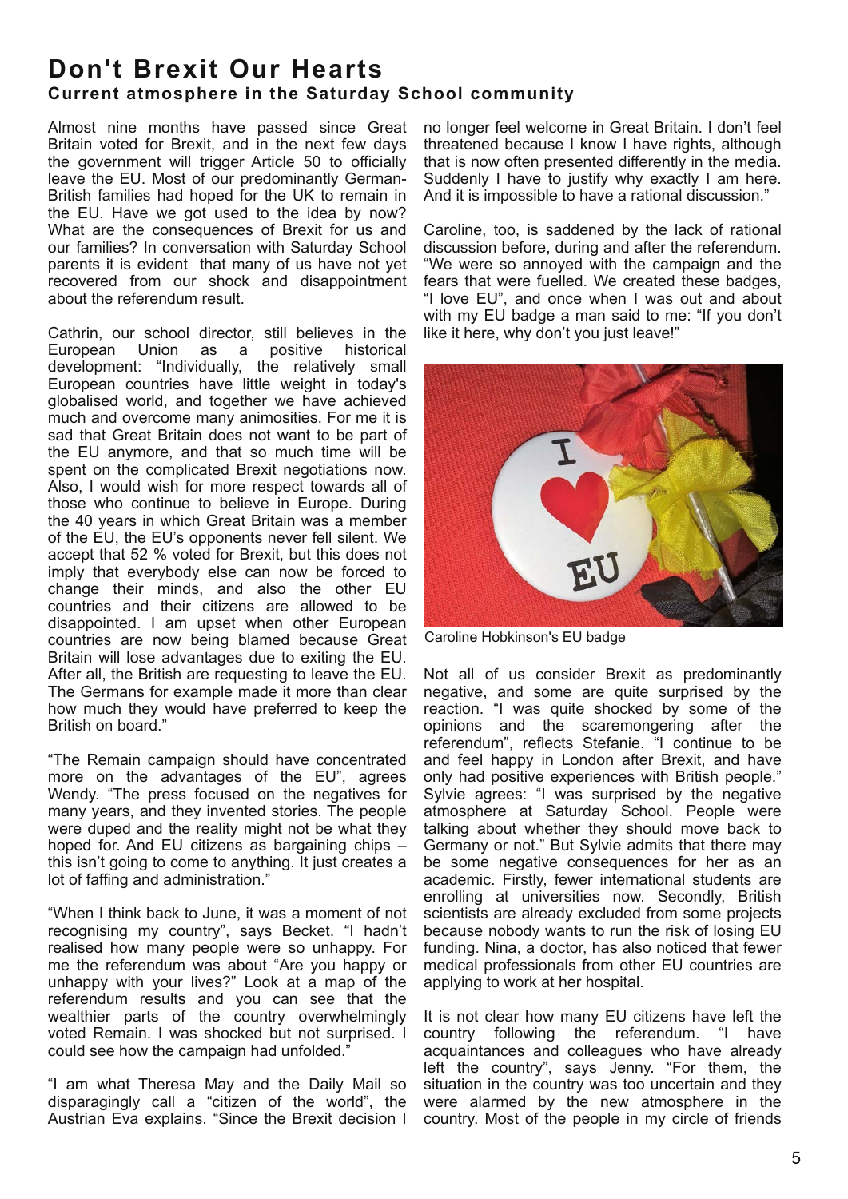# Don't Brexit Our Hearts

## Current atmosphere in the Saturday School community

Almost nine months have passed since Great Britain voted for Brexit, and in the next few days the government will trigger Article 50 to officially leave the EU. Most of our predominantly German-British families had hoped for the UK to remain in the EU. Have we got used to the idea by now? What are the consequences of Brexit for us and our families? In conversation with Saturday School parents it is evident that many of us have not yet recovered from our shock and disappointment about the referendum result.

Cathrin, our school director, still believes in the European Union as a positive historical development: "Individually, the relatively small European countries have little weight in today's globalised world, and together we have achieved much and overcome many animosities. For me it is sad that Great Britain does not want to be part of the EU anymore, and that so much time will be spent on the complicated Brexit negotiations now. Also, I would wish for more respect towards all of those who continue to believe in Europe. During the 40 years in which Great Britain was a member of the EU, the EU's opponents never fell silent. We accept that 52 % voted for Brexit, but this does not imply that everybody else can now be forced to change their minds, and also the other EU countries and their citizens are allowed to be disappointed. I am upset when other European countries are now being blamed because Great Britain will lose advantages due to exiting the EU. After all, the British are requesting to leave the EU. The Germans for example made it more than clear how much they would have preferred to keep the British on board."

"The Remain campaign should have concentrated more on the advantages of the EU", agrees Wendy. "The press focused on the negatives for many years, and they invented stories. The people were duped and the reality might not be what they hoped for. And EU citizens as bargaining chips – this isn't going to come to anything. It just creates a lot of faffing and administration."

"When I think back to June, it was a moment of not recognising my country", says Becket. "I hadn't realised how many people were so unhappy. For me the referendum was about "Are you happy or unhappy with your lives?" Look at a map of the referendum results and you can see that the wealthier parts of the country overwhelmingly voted Remain. I was shocked but not surprised. I could see how the campaign had unfolded."

"I am what Theresa May and the Daily Mail so disparagingly call a "citizen of the world", the Austrian Eva explains. "Since the Brexit decision I no longer feel welcome in Great Britain. I don't feel threatened because I know I have rights, although that is now often presented differently in the media. Suddenly I have to justify why exactly I am here. And it is impossible to have a rational discussion."

Caroline, too, is saddened by the lack of rational discussion before, during and after the referendum. "We were so annoyed with the campaign and the fears that were fuelled. We created these badges, "I love EU", and once when I was out and about with my EU badge a man said to me: "If you don't like it here, why don't you just leave!"

Caroline Hobkinson's EU badge

Not all of us consider Brexit as predominantly negative, and some are quite surprised by the reaction. "I was quite shocked by some of the opinions and the scaremongering after the referendum", reflects Stefanie. "I continue to be and feel happy in London after Brexit, and have only had positive experiences with British people." Sylvie agrees: "I was surprised by the negative atmosphere at Saturday School. People were talking about whether they should move back to Germany or not." But Sylvie admits that there may be some negative consequences for her as an academic. Firstly, fewer international students are enrolling at universities now. Secondly, British scientists are already excluded from some projects because nobody wants to run the risk of losing EU funding. Nina, a doctor, has also noticed that fewer medical professionals from other EU countries are applying to work at her hospital.

It is not clear how many EU citizens have left the country following the referendum. "I have acquaintances and colleagues who have already left the country", says Jenny. "For them, the situation in the country was too uncertain and they were alarmed by the new atmosphere in the country. Most of the people in my circle of friends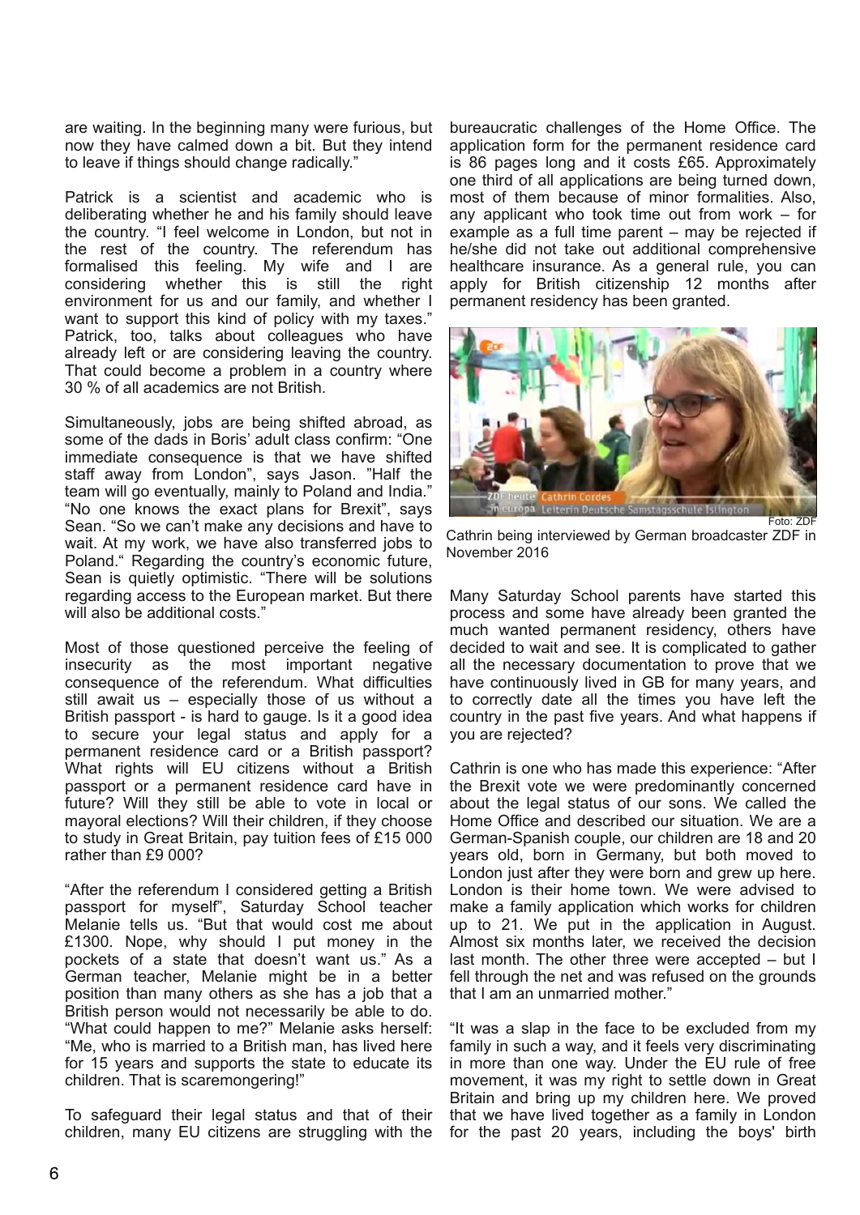are waiting. In the beginning many were furious, but now they have calmed down a bit. But they intend to leave if things should change radically."

Patrick is a scientist and academic who is deliberating whether he and his family should leave the country. "I feel welcome in London, but not in the rest of the country. The referendum has formalised this feeling. My wife and I are considering whether this is still the right environment for us and our family, and whether I want to support this kind of policy with my taxes." Patrick, too, talks about colleagues who have already left or are considering leaving the country. That could become a problem in a country where 30 % of all academics are not British.

Simultaneously, jobs are being shifted abroad, as some of the dads in Boris' adult class confirm: "One immediate consequence is that we have shifted staff away from London", says Jason. "Half the team will go eventually, mainly to Poland and India." "No one knows the exact plans for Brexit", says Sean. "So we can't make any decisions and have to wait. At my work, we have also transferred jobs to Poland." Regarding the country's economic future, Sean is quietly optimistic. "There will be solutions regarding access to the European market. But there will also be additional costs."

Most of those questioned perceive the feeling of insecurity as the most important negative consequence of the referendum. What difficulties still await us – especially those of us without a British passport - is hard to gauge. Is it a good idea to secure your legal status and apply for a permanent residence card or a British passport? What rights will EU citizens without a British passport or a permanent residence card have in future? Will they still be able to vote in local or mayoral elections? Will their children, if they choose to study in Great Britain, pay tuition fees of £15 000 rather than £9 000?

"After the referendum I considered getting a British passport for myself", Saturday School teacher Melanie tells us. "But that would cost me about £1300. Nope, why should I put money in the pockets of a state that doesn't want us." As a German teacher, Melanie might be in a better position than many others as she has a job that a British person would not necessarily be able to do. "What could happen to me?" Melanie asks herself: "Me, who is married to a British man, has lived here for 15 years and supports the state to educate its children. That is scaremongering!"

To safeguard their legal status and that of their children, many EU citizens are struggling with the bureaucratic challenges of the Home Office. The application form for the permanent residence card is 86 pages long and it costs £65. Approximately one third of all applications are being turned down, most of them because of minor formalities. Also, any applicant who took time out from work – for example as a full time parent – may be rejected if he/she did not take out additional comprehensive healthcare insurance. As a general rule, you can apply for British citizenship 12 months after permanent residency has been granted.

Foto: ZDF

Cathrin being interviewed by German broadcaster ZDF in November 2016

Many Saturday School parents have started this process and some have already been granted the much wanted permanent residency, others have decided to wait and see. It is complicated to gather all the necessary documentation to prove that we have continuously lived in GB for many years, and to correctly date all the times you have left the country in the past five years. And what happens if you are rejected?

Cathrin is one who has made this experience: "After the Brexit vote we were predominantly concerned about the legal status of our sons. We called the Home Office and described our situation. We are a German-Spanish couple, our children are 18 and 20 years old, born in Germany, but both moved to London just after they were born and grew up here. London is their home town. We were advised to make a family application which works for children up to 21. We put in the application in August. Almost six months later, we received the decision last month. The other three were accepted – but I fell through the net and was refused on the grounds that I am an unmarried mother."

"It was a slap in the face to be excluded from my family in such a way, and it feels very discriminating in more than one way. Under the EU rule of free movement, it was my right to settle down in Great Britain and bring up my children here. We proved that we have lived together as a family in London for the past 20 years, including the boys' birth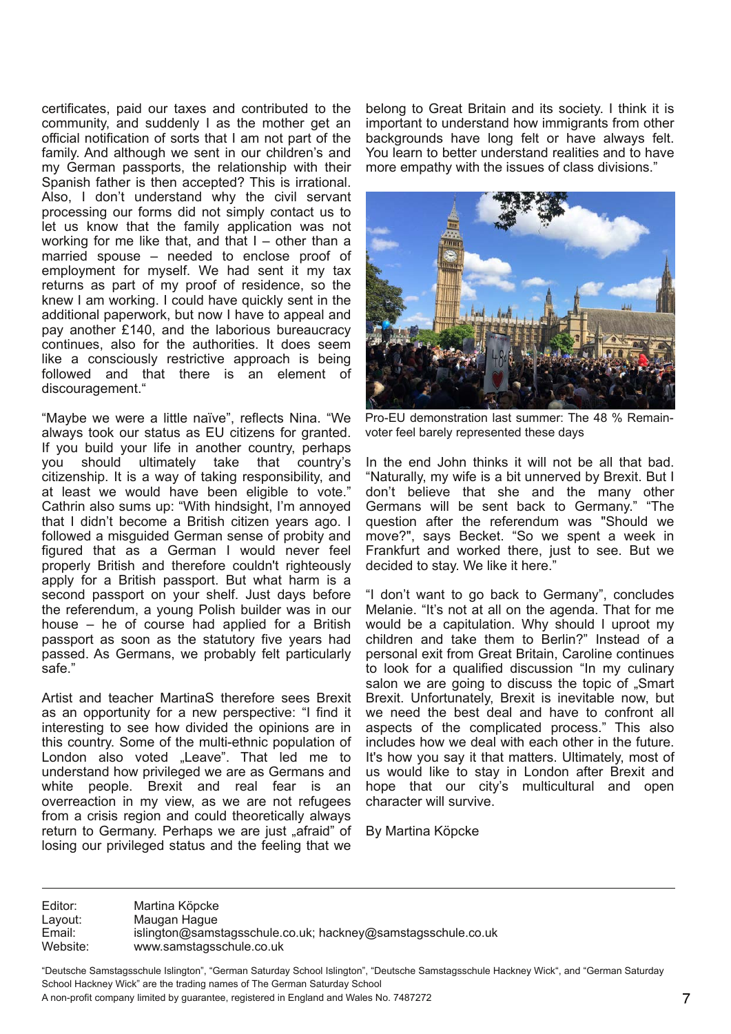certificates, paid our taxes and contributed to the community, and suddenly I as the mother get an official notification of sorts that I am not part of the family. And although we sent in our children's and my German passports, the relationship with their Spanish father is then accepted? This is irrational. Also, I don't understand why the civil servant processing our forms did not simply contact us to let us know that the family application was not working for me like that, and that I – other than a married spouse – needed to enclose proof of employment for myself. We had sent it my tax returns as part of my proof of residence, so the knew I am working. I could have quickly sent in the additional paperwork, but now I have to appeal and pay another £140, and the laborious bureaucracy continues, also for the authorities. It does seem like a consciously restrictive approach is being followed and that there is an element of discouragement."

"Maybe we were a little naïve", reflects Nina. "We always took our status as EU citizens for granted. If you build your life in another country, perhaps you should ultimately take that country's citizenship. It is a way of taking responsibility, and at least we would have been eligible to vote." Cathrin also sums up: "With hindsight, I'm annoyed that I didn't become a British citizen years ago. I followed a misguided German sense of probity and figured that as a German I would never feel properly British and therefore couldn't righteously apply for a British passport. But what harm is a second passport on your shelf. Just days before the referendum, a young Polish builder was in our house – he of course had applied for a British passport as soon as the statutory five years had passed. As Germans, we probably felt particularly safe."

Artist and teacher MartinaS therefore sees Brexit as an opportunity for a new perspective: "I find it interesting to see how divided the opinions are in this country. Some of the multi-ethnic population of London also voted „Leave". That led me to understand how privileged we are as Germans and white people. Brexit and real fear is an overreaction in my view, as we are not refugees from a crisis region and could theoretically always return to Germany. Perhaps we are just „afraid" of losing our privileged status and the feeling that we belong to Great Britain and its society. I think it is important to understand how immigrants from other backgrounds have long felt or have always felt. You learn to better understand realities and to have more empathy with the issues of class divisions."

Pro-EU demonstration last summer: The 48 % Remain-voter feel barely represented these days

In the end John thinks it will not be all that bad. "Naturally, my wife is a bit unnerved by Brexit. But I don't believe that she and the many other Germans will be sent back to Germany." "The question after the referendum was "Should we move?", says Becket. "So we spent a week in Frankfurt and worked there, just to see. But we decided to stay. We like it here."

"I don't want to go back to Germany", concludes Melanie. "It's not at all on the agenda. That for me would be a capitulation. Why should I uproot my children and take them to Berlin?" Instead of a personal exit from Great Britain, Caroline continues to look for a qualified discussion "In my culinary salon we are going to discuss the topic of „Smart Brexit. Unfortunately, Brexit is inevitable now, but we need the best deal and have to confront all aspects of the complicated process." This also includes how we deal with each other in the future. It's how you say it that matters. Ultimately, most of us would like to stay in London after Brexit and hope that our city's multicultural and open character will survive.

By Martina Köpcke

---

| | |
|---|---|
| Editor: | Martina Köpcke |
| Layout: | Maugan Hague |
| Email: | islington@samstagsschule.co.uk; hackney@samstagsschule.co.uk |
| Website: | www.samstagsschule.co.uk |

"Deutsche Samstagsschule Islington", "German Saturday School Islington", "Deutsche Samstagsschule Hackney Wick", and "German Saturday School Hackney Wick" are the trading names of The German Saturday School
A non-profit company limited by guarantee, registered in England and Wales No. 7487272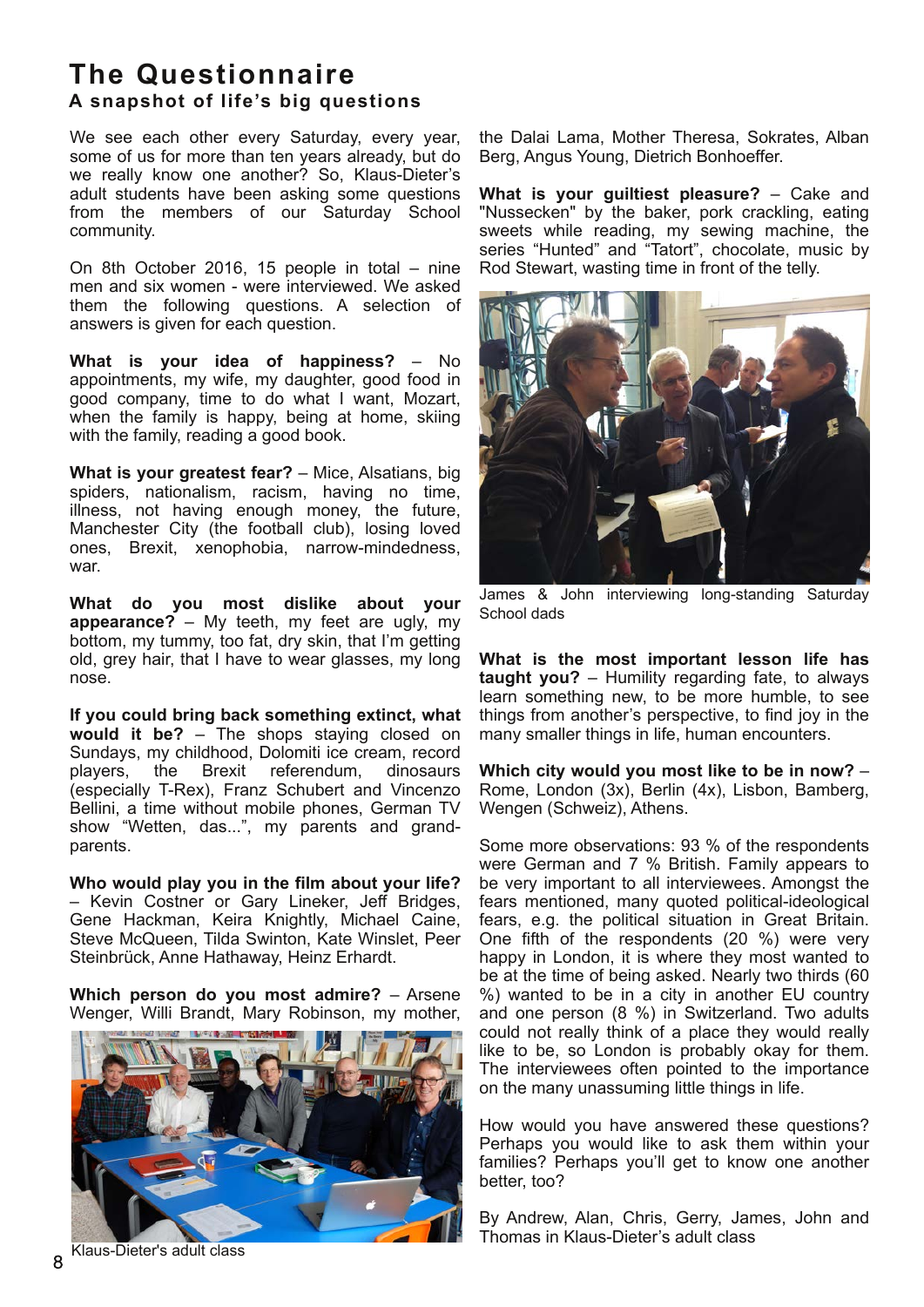# The Questionnaire

## A snapshot of life's big questions

We see each other every Saturday, every year, some of us for more than ten years already, but do we really know one another? So, Klaus-Dieter's adult students have been asking some questions from the members of our Saturday School community.

On 8th October 2016, 15 people in total – nine men and six women - were interviewed. We asked them the following questions. A selection of answers is given for each question.

**What is your idea of happiness?** – No appointments, my wife, my daughter, good food in good company, time to do what I want, Mozart, when the family is happy, being at home, skiing with the family, reading a good book.

**What is your greatest fear?** – Mice, Alsatians, big spiders, nationalism, racism, having no time, illness, not having enough money, the future, Manchester City (the football club), losing loved ones, Brexit, xenophobia, narrow-mindedness, war.

**What do you most dislike about your appearance?** – My teeth, my feet are ugly, my bottom, my tummy, too fat, dry skin, that I'm getting old, grey hair, that I have to wear glasses, my long nose.

**If you could bring back something extinct, what would it be?** – The shops staying closed on Sundays, my childhood, Dolomiti ice cream, record players, the Brexit referendum, dinosaurs (especially T-Rex), Franz Schubert and Vincenzo Bellini, a time without mobile phones, German TV show "Wetten, das...", my parents and grand-parents.

**Who would play you in the film about your life?** – Kevin Costner or Gary Lineker, Jeff Bridges, Gene Hackman, Keira Knightly, Michael Caine, Steve McQueen, Tilda Swinton, Kate Winslet, Peer Steinbrück, Anne Hathaway, Heinz Erhardt.

**Which person do you most admire?** – Arsene Wenger, Willi Brandt, Mary Robinson, my mother, the Dalai Lama, Mother Theresa, Sokrates, Alban Berg, Angus Young, Dietrich Bonhoeffer.

Klaus-Dieter's adult class

**What is your guiltiest pleasure?** – Cake and "Nussecken" by the baker, pork crackling, eating sweets while reading, my sewing machine, the series "Hunted" and "Tatort", chocolate, music by Rod Stewart, wasting time in front of the telly.

James & John interviewing long-standing Saturday School dads

**What is the most important lesson life has taught you?** – Humility regarding fate, to always learn something new, to be more humble, to see things from another's perspective, to find joy in the many smaller things in life, human encounters.

**Which city would you most like to be in now?** – Rome, London (3x), Berlin (4x), Lisbon, Bamberg, Wengen (Schweiz), Athens.

Some more observations: 93 % of the respondents were German and 7 % British. Family appears to be very important to all interviewees. Amongst the fears mentioned, many quoted political-ideological fears, e.g. the political situation in Great Britain. One fifth of the respondents (20 %) were very happy in London, it is where they most wanted to be at the time of being asked. Nearly two thirds (60 %) wanted to be in a city in another EU country and one person (8 %) in Switzerland. Two adults could not really think of a place they would really like to be, so London is probably okay for them. The interviewees often pointed to the importance on the many unassuming little things in life.

How would you have answered these questions? Perhaps you would like to ask them within your families? Perhaps you'll get to know one another better, too?

By Andrew, Alan, Chris, Gerry, James, John and Thomas in Klaus-Dieter's adult class